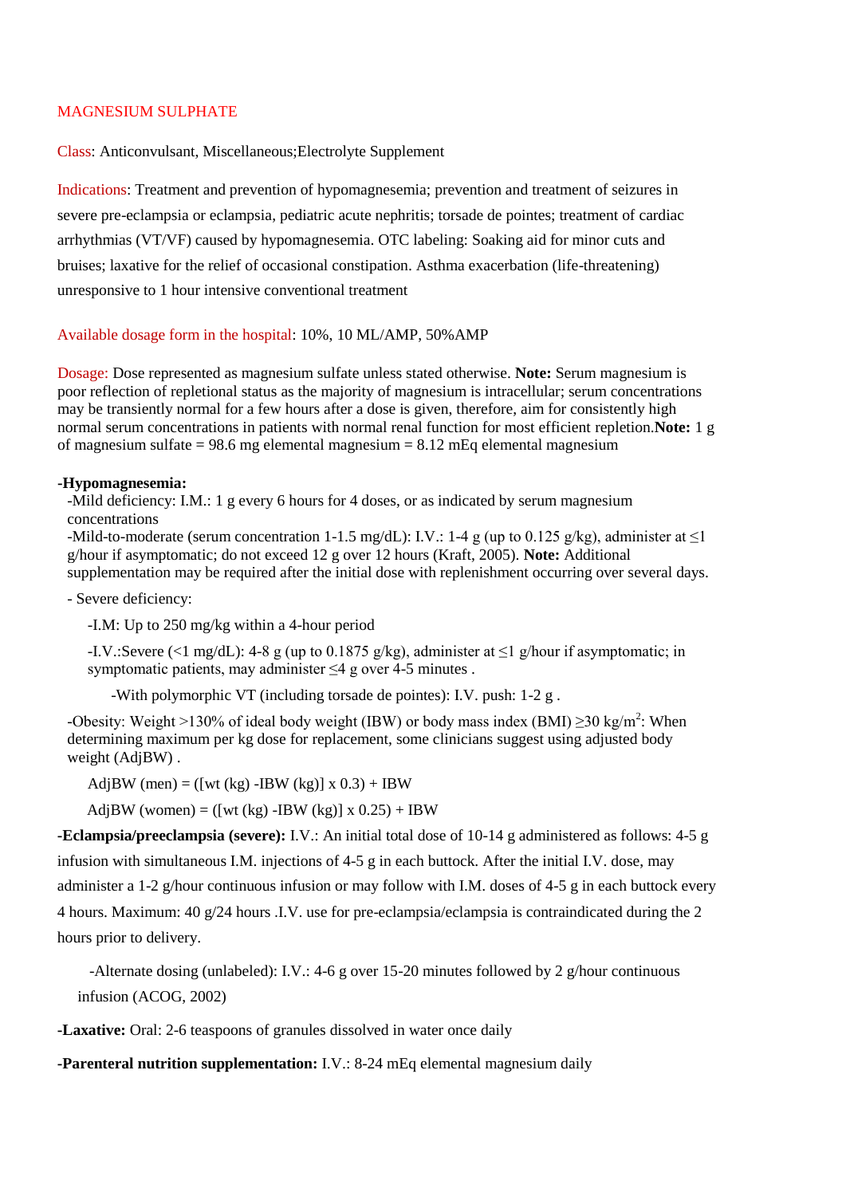# MAGNESIUM SULPHATE

**Class**: Anticonvulsant, Miscellaneous;Electrolyte Supplement

**Indications**: Treatment and prevention of hypomagnesemia; prevention and treatment of seizures in severe pre-eclampsia or eclampsia, pediatric acute nephritis; torsade de pointes; treatment of cardiac arrhythmias (VT/VF) caused by hypomagnesemia. OTC labeling: Soaking aid for minor cuts and bruises; laxative for the relief of occasional constipation. Asthma exacerbation (life-threatening) unresponsive to 1 hour intensive conventional treatment

**Available dosage form in the hospital**: 10%, 10 ML/AMP, 50%AMP

**Dosage:** Dose represented as magnesium sulfate unless stated otherwise. **Note:** Serum magnesium is poor reflection of repletional status as the majority of magnesium is intracellular; serum concentrations may be transiently normal for a few hours after a dose is given, therefore, aim for consistently high normal serum concentrations in patients with normal renal function for most efficient repletion.**Note:** 1 g of magnesium sulfate = 98.6 mg elemental magnesium = 8.12 mEq elemental magnesium

**-Hypomagnesemia:**

-Mild deficiency: I.M.: 1 g every 6 hours for 4 doses, or as indicated by serum magnesium concentrations

-Mild-to-moderate (serum concentration 1-1.5 mg/dL): I.V.: 1-4 g (up to 0.125 g/kg), administer at ≤1 g/hour if asymptomatic; do not exceed 12 g over 12 hours (Kraft, 2005). **Note:** Additional supplementation may be required after the initial dose with replenishment occurring over several days.

- Severe deficiency:

  -I.M: Up to 250 mg/kg within a 4-hour period

  -I.V.:Severe (<1 mg/dL): 4-8 g (up to 0.1875 g/kg), administer at ≤1 g/hour if asymptomatic; in symptomatic patients, may administer ≤4 g over 4-5 minutes .

    -With polymorphic VT (including torsade de pointes): I.V. push: 1-2 g .

-Obesity: Weight >130% of ideal body weight (IBW) or body mass index (BMI) ≥30 kg/m$^2$: When determining maximum per kg dose for replacement, some clinicians suggest using adjusted body weight (AdjBW) .

  AdjBW (men) = ([wt (kg) -IBW (kg)] x 0.3) + IBW

  AdjBW (women) = ([wt (kg) -IBW (kg)] x 0.25) + IBW

**-Eclampsia/preeclampsia (severe):** I.V.: An initial total dose of 10-14 g administered as follows: 4-5 g infusion with simultaneous I.M. injections of 4-5 g in each buttock. After the initial I.V. dose, may administer a 1-2 g/hour continuous infusion or may follow with I.M. doses of 4-5 g in each buttock every 4 hours. Maximum: 40 g/24 hours .I.V. use for pre-eclampsia/eclampsia is contraindicated during the 2 hours prior to delivery.

  -Alternate dosing (unlabeled): I.V.: 4-6 g over 15-20 minutes followed by 2 g/hour continuous infusion (ACOG, 2002)

**-Laxative:** Oral: 2-6 teaspoons of granules dissolved in water once daily

**-Parenteral nutrition supplementation:** I.V.: 8-24 mEq elemental magnesium daily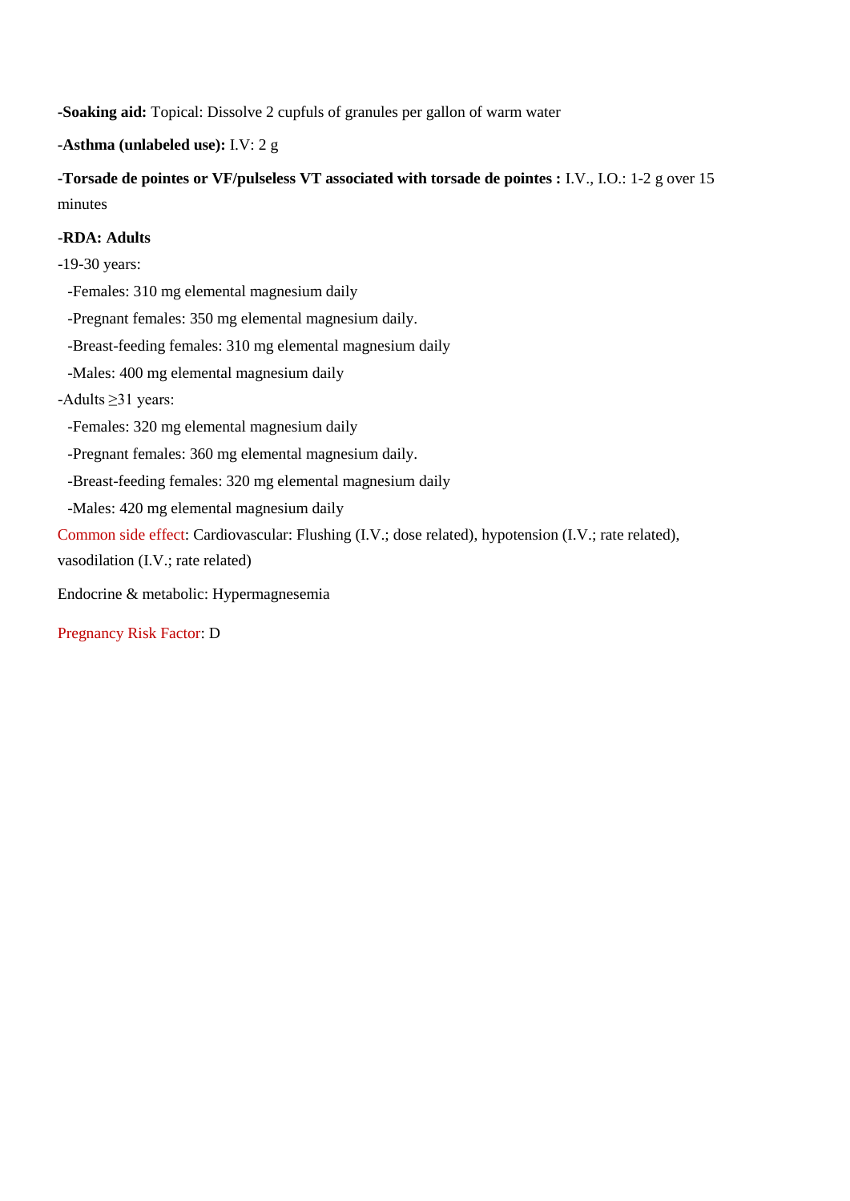**-Soaking aid:** Topical: Dissolve 2 cupfuls of granules per gallon of warm water

**-Asthma (unlabeled use):** I.V: 2 g

**-Torsade de pointes or VF/pulseless VT associated with torsade de pointes :** I.V., I.O.: 1-2 g over 15 minutes

**-RDA: Adults**

-19-30 years:

  -Females: 310 mg elemental magnesium daily

  -Pregnant females: 350 mg elemental magnesium daily.

  -Breast-feeding females: 310 mg elemental magnesium daily

  -Males: 400 mg elemental magnesium daily

-Adults ≥31 years:

  -Females: 320 mg elemental magnesium daily

  -Pregnant females: 360 mg elemental magnesium daily.

  -Breast-feeding females: 320 mg elemental magnesium daily

  -Males: 420 mg elemental magnesium daily

Common side effect: Cardiovascular: Flushing (I.V.; dose related), hypotension (I.V.; rate related), vasodilation (I.V.; rate related)

Endocrine & metabolic: Hypermagnesemia

Pregnancy Risk Factor: D